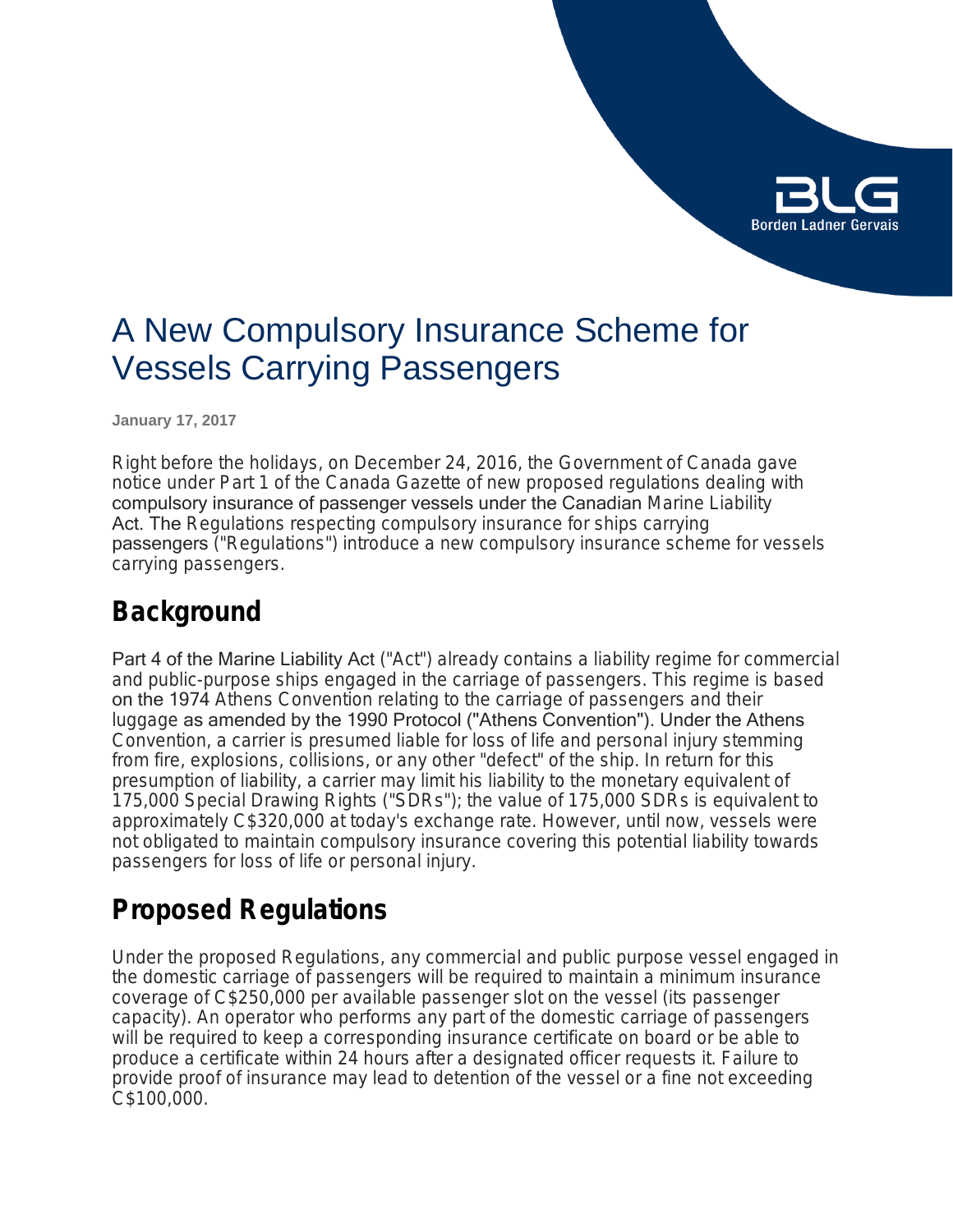# A New Compulsory Insurance Scheme for Vessels Carrying Passengers

**January 17, 2017**

Right before the holidays, on December 24, 2016, the Government of Canada gave notice under Part 1 of the Canada Gazette of new proposed regulations dealing with compulsory insurance of passenger vessels under the Canadian Marine Liability Act. The Regulations respecting compulsory insurance for ships carrying passengers ("Regulations") introduce a new compulsory insurance scheme for vessels carrying passengers.

## Background

Part 4 of the Marine Liability Act ("Act") already contains a liability regime for commercial and public-purpose ships engaged in the carriage of passengers. This regime is based on the 1974 Athens Convention relating to the carriage of passengers and their luggage as amended by the 1990 Protocol ("Athens Convention"). Under the Athens Convention, a carrier is presumed liable for loss of life and personal injury stemming from fire, explosions, collisions, or any other "defect" of the ship. In return for this presumption of liability, a carrier may limit his liability to the monetary equivalent of 175,000 Special Drawing Rights ("SDRs"); the value of 175,000 SDRs is equivalent to approximately C$320,000 at today's exchange rate. However, until now, vessels were not obligated to maintain compulsory insurance covering this potential liability towards passengers for loss of life or personal injury.

## Proposed Regulations

Under the proposed Regulations, any commercial and public purpose vessel engaged in the domestic carriage of passengers will be required to maintain a minimum insurance coverage of C$250,000 per available passenger slot on the vessel (its passenger capacity). An operator who performs any part of the domestic carriage of passengers will be required to keep a corresponding insurance certificate on board or be able to produce a certificate within 24 hours after a designated officer requests it. Failure to provide proof of insurance may lead to detention of the vessel or a fine not exceeding C$100,000.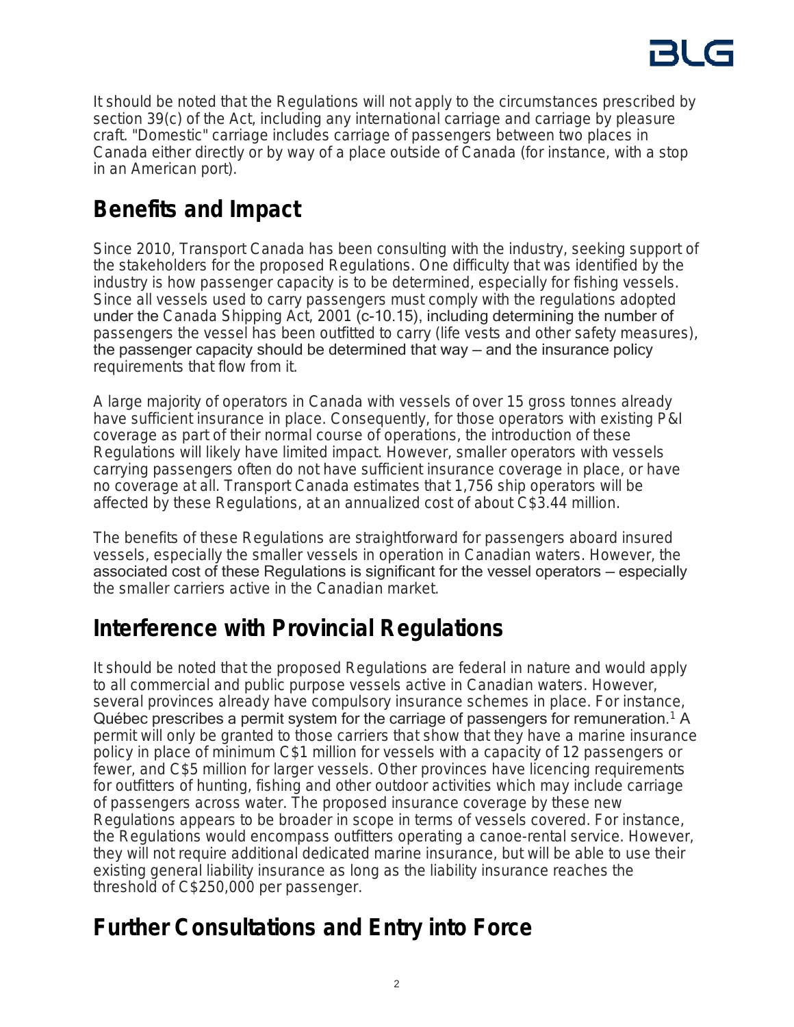It should be noted that the Regulations will not apply to the circumstances prescribed by section 39(c) of the Act, including any international carriage and carriage by pleasure craft. "Domestic" carriage includes carriage of passengers between two places in Canada either directly or by way of a place outside of Canada (for instance, with a stop in an American port).

## Benefits and Impact

Since 2010, Transport Canada has been consulting with the industry, seeking support of the stakeholders for the proposed Regulations. One difficulty that was identified by the industry is how passenger capacity is to be determined, especially for fishing vessels. Since all vessels used to carry passengers must comply with the regulations adopted under the Canada Shipping Act, 2001 (c-10.15), including determining the number of passengers the vessel has been outfitted to carry (life vests and other safety measures), the passenger capacity should be determined that way – and the insurance policy requirements that flow from it.

A large majority of operators in Canada with vessels of over 15 gross tonnes already have sufficient insurance in place. Consequently, for those operators with existing P&I coverage as part of their normal course of operations, the introduction of these Regulations will likely have limited impact. However, smaller operators with vessels carrying passengers often do not have sufficient insurance coverage in place, or have no coverage at all. Transport Canada estimates that 1,756 ship operators will be affected by these Regulations, at an annualized cost of about C$3.44 million.

The benefits of these Regulations are straightforward for passengers aboard insured vessels, especially the smaller vessels in operation in Canadian waters. However, the associated cost of these Regulations is significant for the vessel operators – especially the smaller carriers active in the Canadian market.

## Interference with Provincial Regulations

It should be noted that the proposed Regulations are federal in nature and would apply to all commercial and public purpose vessels active in Canadian waters. However, several provinces already have compulsory insurance schemes in place. For instance, Québec prescribes a permit system for the carriage of passengers for remuneration.[1] A permit will only be granted to those carriers that show that they have a marine insurance policy in place of minimum C$1 million for vessels with a capacity of 12 passengers or fewer, and C$5 million for larger vessels. Other provinces have licencing requirements for outfitters of hunting, fishing and other outdoor activities which may include carriage of passengers across water. The proposed insurance coverage by these new Regulations appears to be broader in scope in terms of vessels covered. For instance, the Regulations would encompass outfitters operating a canoe-rental service. However, they will not require additional dedicated marine insurance, but will be able to use their existing general liability insurance as long as the liability insurance reaches the threshold of C$250,000 per passenger.

## Further Consultations and Entry into Force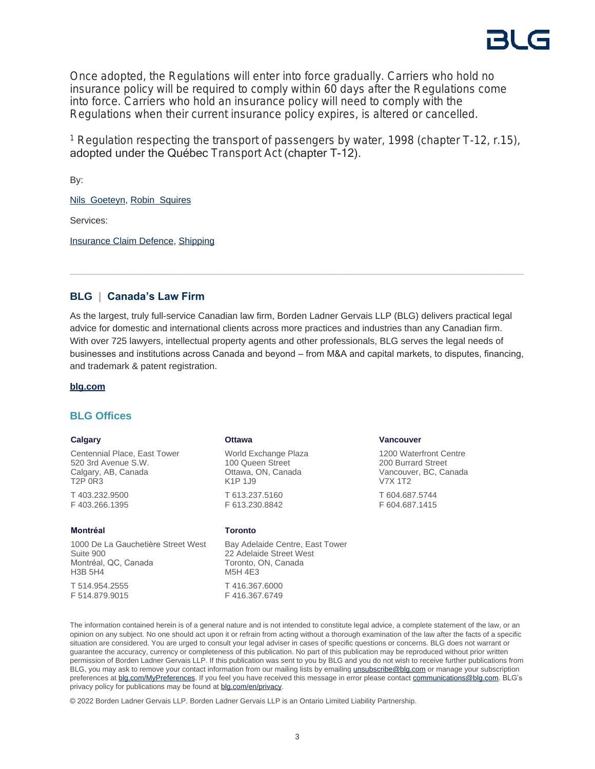Once adopted, the Regulations will enter into force gradually. Carriers who hold no insurance policy will be required to comply within 60 days after the Regulations come into force. Carriers who hold an insurance policy will need to comply with the Regulations when their current insurance policy expires, is altered or cancelled.

[1] Regulation respecting the transport of passengers by water, 1998 (chapter T-12, r.15), adopted under the Québec *Transport Act* (chapter T-12).

By:

Nils Goeteyn, Robin Squires

Services:

Insurance Claim Defence, Shipping

---

## BLG | Canada's Law Firm

As the largest, truly full-service Canadian law firm, Borden Ladner Gervais LLP (BLG) delivers practical legal advice for domestic and international clients across more practices and industries than any Canadian firm. With over 725 lawyers, intellectual property agents and other professionals, BLG serves the legal needs of businesses and institutions across Canada and beyond – from M&A and capital markets, to disputes, financing, and trademark & patent registration.

**blg.com**

## BLG Offices

**Calgary**

Centennial Place, East Tower
520 3rd Avenue S.W.
Calgary, AB, Canada
T2P 0R3

T 403.232.9500
F 403.266.1395

**Ottawa**

World Exchange Plaza
100 Queen Street
Ottawa, ON, Canada
K1P 1J9

T 613.237.5160
F 613.230.8842

**Vancouver**

1200 Waterfront Centre
200 Burrard Street
Vancouver, BC, Canada
V7X 1T2

T 604.687.5744
F 604.687.1415

**Montréal**

1000 De La Gauchetière Street West
Suite 900
Montréal, QC, Canada
H3B 5H4

T 514.954.2555
F 514.879.9015

**Toronto**

Bay Adelaide Centre, East Tower
22 Adelaide Street West
Toronto, ON, Canada
M5H 4E3

T 416.367.6000
F 416.367.6749

The information contained herein is of a general nature and is not intended to constitute legal advice, a complete statement of the law, or an opinion on any subject. No one should act upon it or refrain from acting without a thorough examination of the law after the facts of a specific situation are considered. You are urged to consult your legal adviser in cases of specific questions or concerns. BLG does not warrant or guarantee the accuracy, currency or completeness of this publication. No part of this publication may be reproduced without prior written permission of Borden Ladner Gervais LLP. If this publication was sent to you by BLG and you do not wish to receive further publications from BLG, you may ask to remove your contact information from our mailing lists by emailing unsubscribe@blg.com or manage your subscription preferences at blg.com/MyPreferences. If you feel you have received this message in error please contact communications@blg.com. BLG's privacy policy for publications may be found at blg.com/en/privacy.

© 2022 Borden Ladner Gervais LLP. Borden Ladner Gervais LLP is an Ontario Limited Liability Partnership.